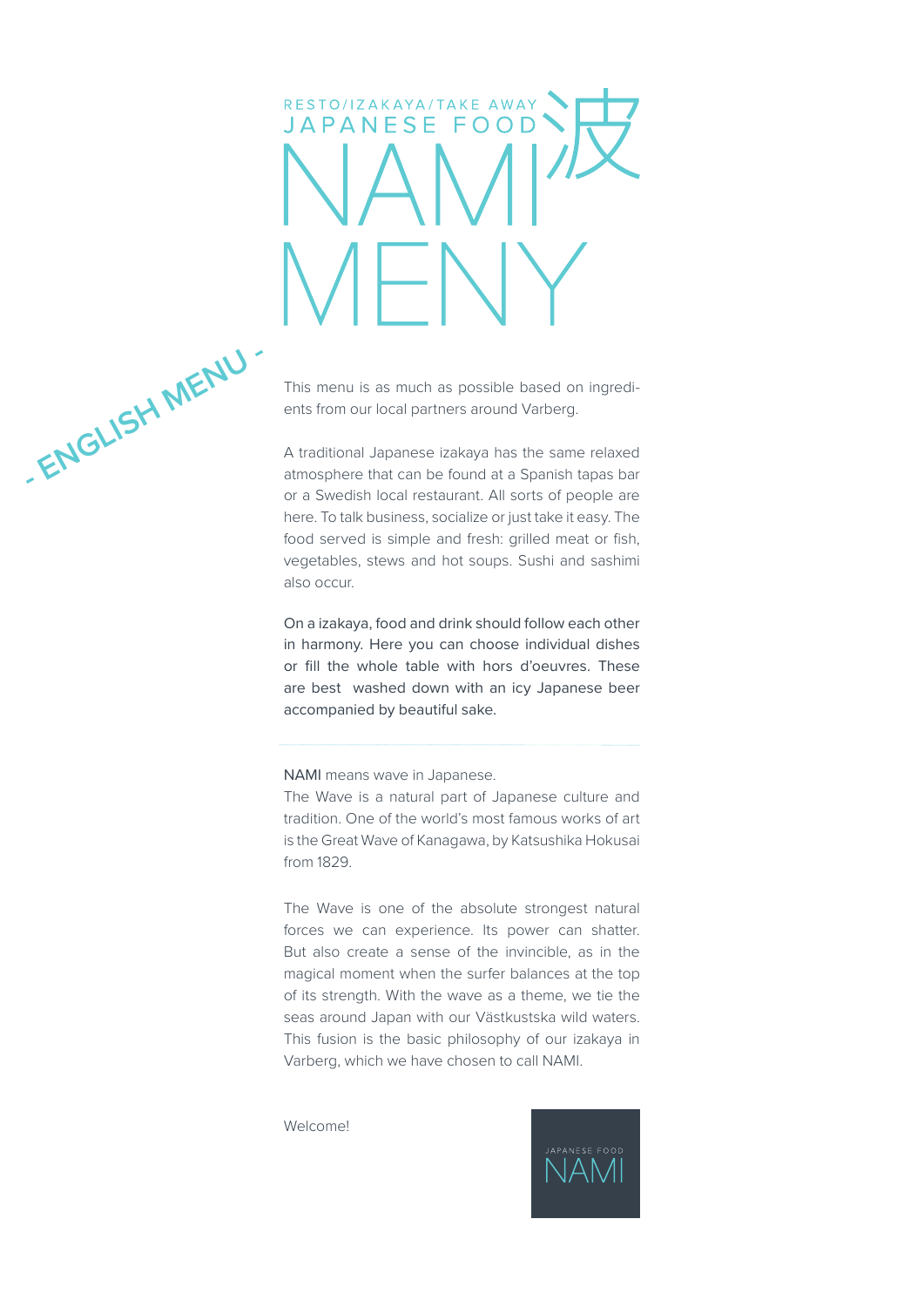RESTO/IZAKAYA/TAKE AWAY
JAPANESE FOOD

# NAMI 波

# MENY

**- ENGLISH MENU -**

This menu is as much as possible based on ingredients from our local partners around Varberg.

A traditional Japanese izakaya has the same relaxed atmosphere that can be found at a Spanish tapas bar or a Swedish local restaurant. All sorts of people are here. To talk business, socialize or just take it easy. The food served is simple and fresh: grilled meat or fish, vegetables, stews and hot soups. Sushi and sashimi also occur.

On a izakaya, food and drink should follow each other in harmony. Here you can choose individual dishes or fill the whole table with hors d'oeuvres. These are best washed down with an icy Japanese beer accompanied by beautiful sake.

---

NAMI means wave in Japanese.
The Wave is a natural part of Japanese culture and tradition. One of the world's most famous works of art is the Great Wave of Kanagawa, by Katsushika Hokusai from 1829.

The Wave is one of the absolute strongest natural forces we can experience. Its power can shatter. But also create a sense of the invincible, as in the magical moment when the surfer balances at the top of its strength. With the wave as a theme, we tie the seas around Japan with our Västkustska wild waters. This fusion is the basic philosophy of our izakaya in Varberg, which we have chosen to call NAMI.

Welcome!

JAPANESE FOOD
NAMI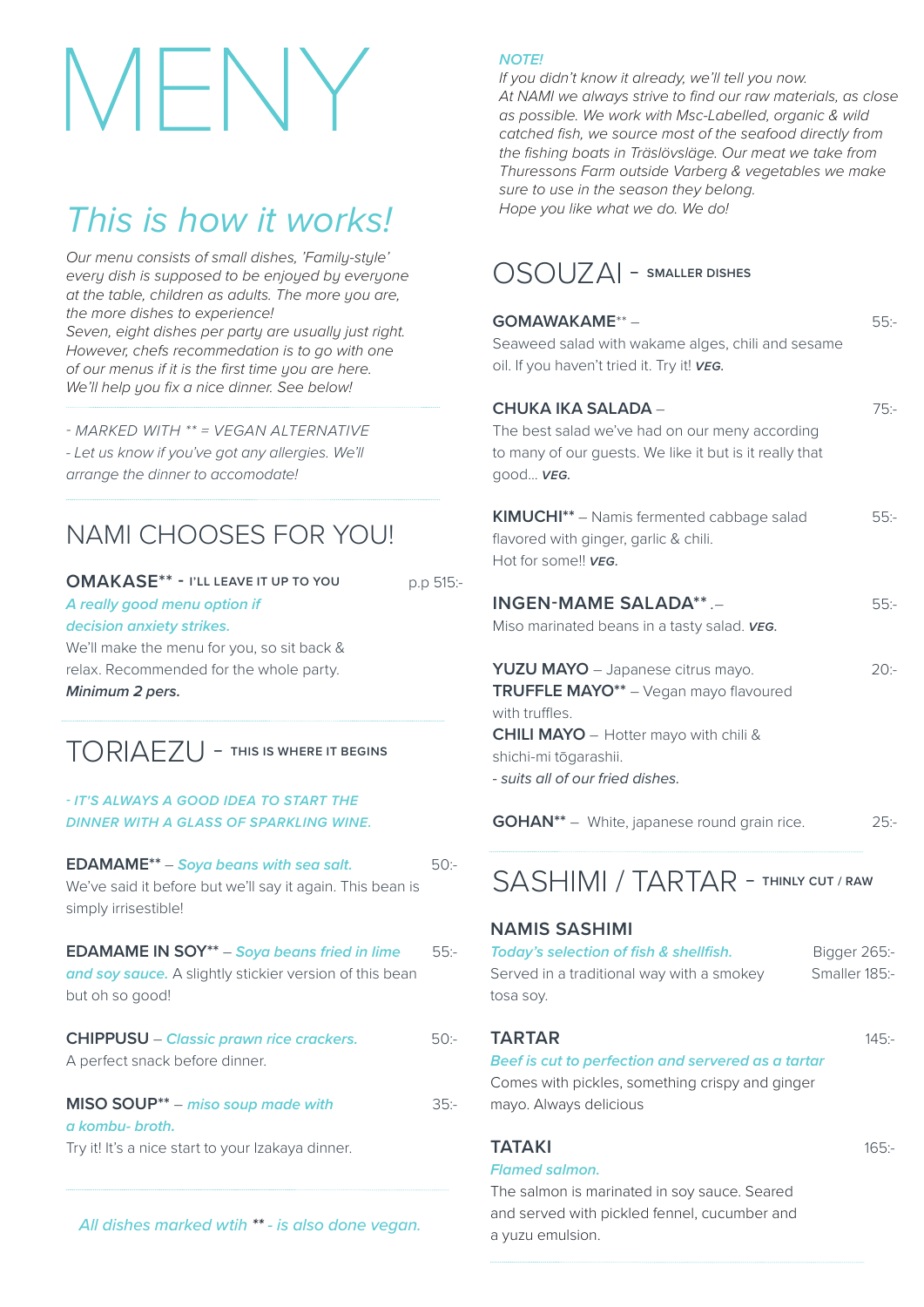# MENY

## This is how it works!

*Our menu consists of small dishes, 'Family-style' every dish is supposed to be enjoyed by everyone at the table, children as adults. The more you are, the more dishes to experience!*
*Seven, eight dishes per party are usually just right. However, chefs recommedation is to go with one of our menus if it is the first time you are here. We'll help you fix a nice dinner. See below!*

*- MARKED WITH ** = VEGAN ALTERNATIVE*
*- Let us know if you've got any allergies. We'll arrange the dinner to accomodate!*

## NAMI CHOOSES FOR YOU!

**OMAKASE** - I'LL LEAVE IT UP TO YOU** — p.p 515:-
*A really good menu option if decision anxiety strikes.*
We'll make the menu for you, so sit back & relax. Recommended for the whole party.
***Minimum 2 pers.***

## TORIAEZU - THIS IS WHERE IT BEGINS

*- IT'S ALWAYS A GOOD IDEA TO START THE DINNER WITH A GLASS OF SPARKLING WINE.*

**EDAMAME**** – *Soya beans with sea salt.* — 50:-
We've said it before but we'll say it again. This bean is simply irrisestible!

**EDAMAME IN SOY**** – *Soya beans fried in lime and soy sauce.* A slightly stickier version of this bean but oh so good! — 55:-

**CHIPPUSU** – *Classic prawn rice crackers.* — 50:-
A perfect snack before dinner.

**MISO SOUP**** – *miso soup made with a kombu- broth.* — 35:-
Try it! It's a nice start to your Izakaya dinner.

*All dishes marked wtih ** - is also done vegan.*

*NOTE!*
*If you didn't know it already, we'll tell you now.*
*At NAMI we always strive to find our raw materials, as close as possible. We work with Msc-Labelled, organic & wild catched fish, we source most of the seafood directly from the fishing boats in Träslövsläge. Our meat we take from Thuressons Farm outside Varberg & vegetables we make sure to use in the season they belong.*
*Hope you like what we do. We do!*

## OSOUZAI - SMALLER DISHES

**GOMAWAKAME**** – — 55:-
Seaweed salad with wakame alges, chili and sesame oil. If you haven't tried it. Try it! ***VEG.***

**CHUKA IKA SALADA** – — 75:-
The best salad we've had on our meny according to many of our guests. We like it but is it really that good... ***VEG.***

**KIMUCHI**** – Namis fermented cabbage salad flavored with ginger, garlic & chili. — 55:-
Hot for some!! ***VEG.***

**INGEN-MAME SALADA****.– — 55:-
Miso marinated beans in a tasty salad. ***VEG.***

**YUZU MAYO** – Japanese citrus mayo. — 20:-
**TRUFFLE MAYO**** – Vegan mayo flavoured with truffles.
**CHILI MAYO** – Hotter mayo with chili & shichi-mi tōgarashii.
*- suits all of our fried dishes.*

**GOHAN**** – White, japanese round grain rice. — 25:-

## SASHIMI / TARTAR - THINLY CUT / RAW

**NAMIS SASHIMI**
*Today's selection of fish & shellfish.* — Bigger 265:- / Smaller 185:-
Served in a traditional way with a smokey tosa soy.

**TARTAR** — 145:-
*Beef is cut to perfection and servered as a tartar*
Comes with pickles, something crispy and ginger mayo. Always delicious

**TATAKI** — 165:-
*Flamed salmon.*
The salmon is marinated in soy sauce. Seared and served with pickled fennel, cucumber and a yuzu emulsion.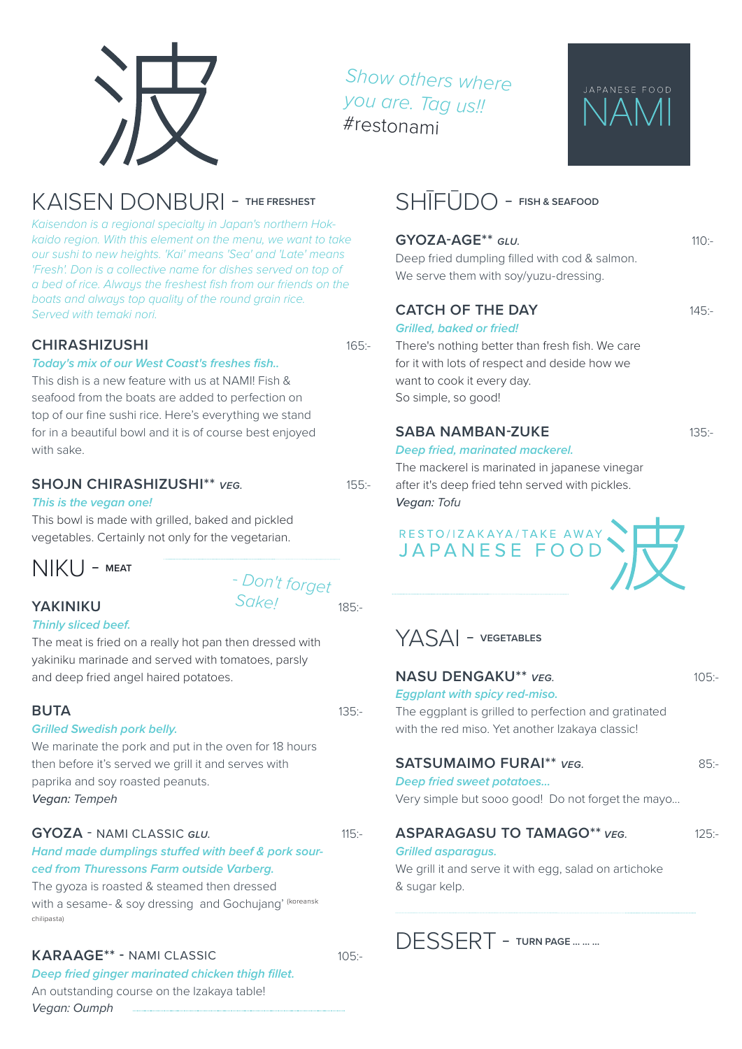波

*Show others where you are. Tag us!!*
#restonami

JAPANESE FOOD
NAMI

## KAISEN DONBURI - THE FRESHEST

*Kaisendon is a regional specialty in Japan's northern Hokkaido region. With this element on the menu, we want to take our sushi to new heights. 'Kai' means 'Sea' and 'Late' means 'Fresh'. Don is a collective name for dishes served on top of a bed of rice. Always the freshest fish from our friends on the boats and always top quality of the round grain rice. Served with temaki nori.*

### CHIRASHIZUSHI — 165:-

***Today's mix of our West Coast's freshes fish..***

This dish is a new feature with us at NAMI! Fish & seafood from the boats are added to perfection on top of our fine sushi rice. Here's everything we stand for in a beautiful bowl and it is of course best enjoyed with sake.

### SHOJN CHIRASHIZUSHI** *VEG.* — 155:-

***This is the vegan one!***

This bowl is made with grilled, baked and pickled vegetables. Certainly not only for the vegetarian.

## NIKU - MEAT

*- Don't forget Sake!*

### YAKINIKU — 185:-

***Thinly sliced beef.***

The meat is fried on a really hot pan then dressed with yakiniku marinade and served with tomatoes, parsly and deep fried angel haired potatoes.

### BUTA — 135:-

***Grilled Swedish pork belly.***

We marinate the pork and put in the oven for 18 hours then before it's served we grill it and serves with paprika and soy roasted peanuts.

*Vegan: Tempeh*

### GYOZA - NAMI CLASSIC *GLU.* — 115:-

***Hand made dumplings stuffed with beef & pork sourced from Thuressons Farm outside Varberg.***

The gyoza is roasted & steamed then dressed with a sesame- & soy dressing and Gochujang' (koreansk chilipasta)

### KARAAGE** - NAMI CLASSIC — 105:-

***Deep fried ginger marinated chicken thigh fillet.***

An outstanding course on the Izakaya table!

*Vegan: Oumph*

## SHĪFŪDO - FISH & SEAFOOD

### GYOZA-AGE** *GLU.* — 110:-

Deep fried dumpling filled with cod & salmon. We serve them with soy/yuzu-dressing.

### CATCH OF THE DAY — 145:-

***Grilled, baked or fried!***

There's nothing better than fresh fish. We care for it with lots of respect and deside how we want to cook it every day.
So simple, so good!

### SABA NAMBAN-ZUKE — 135:-

***Deep fried, marinated mackerel.***

The mackerel is marinated in japanese vinegar after it's deep fried tehn served with pickles.

*Vegan: Tofu*

RESTO/IZAKAYA/TAKE AWAY
JAPANESE FOOD 波

## YASAI - VEGETABLES

### NASU DENGAKU** *VEG.* — 105:-

***Eggplant with spicy red-miso.***

The eggplant is grilled to perfection and gratinated with the red miso. Yet another Izakaya classic!

### SATSUMAIMO FURAI** *VEG.* — 85:-

***Deep fried sweet potatoes...***

Very simple but sooo good! Do not forget the mayo...

### ASPARAGASU TO TAMAGO** *VEG.* — 125:-

***Grilled asparagus.***

We grill it and serve it with egg, salad on artichoke & sugar kelp.

## DESSERT - TURN PAGE ... ... ...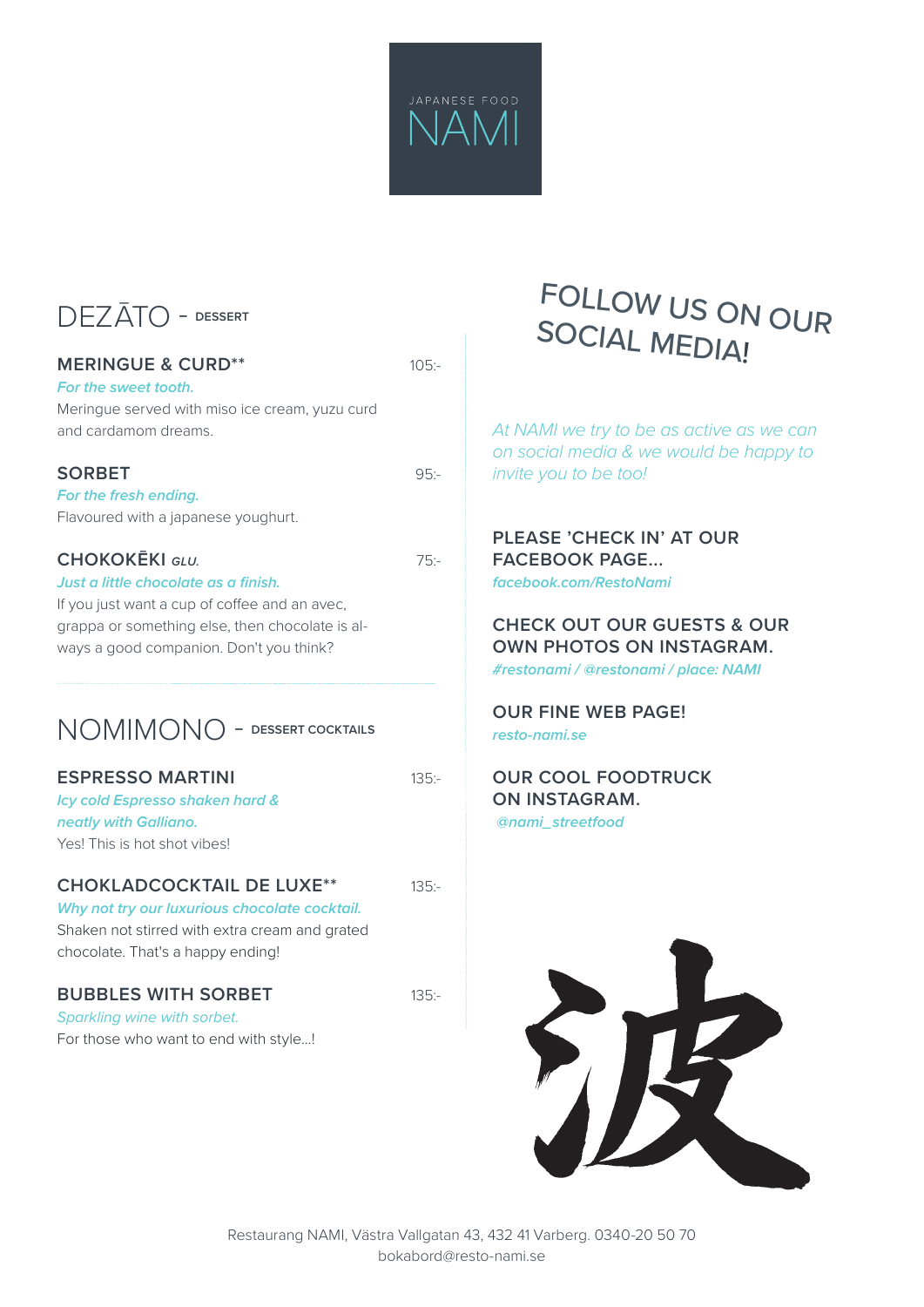JAPANESE FOOD

# NAMI

## DEZĀTO – DESSERT

### MERINGUE & CURD** — 105:-

*For the sweet tooth.*

Meringue served with miso ice cream, yuzu curd and cardamom dreams.

### SORBET — 95:-

*For the fresh ending.*

Flavoured with a japanese youghurt.

### CHOKOKĒKI *GLU.* — 75:-

*Just a little chocolate as a finish.*

If you just want a cup of coffee and an avec, grappa or something else, then chocolate is always a good companion. Don't you think?

## NOMIMONO – DESSERT COCKTAILS

### ESPRESSO MARTINI — 135:-

*Icy cold Espresso shaken hard & neatly with Galliano.*

Yes! This is hot shot vibes!

### CHOKLADCOCKTAIL DE LUXE** — 135:-

*Why not try our luxurious chocolate cocktail.*

Shaken not stirred with extra cream and grated chocolate. That's a happy ending!

### BUBBLES WITH SORBET — 135:-

*Sparkling wine with sorbet.*

For those who want to end with style...!

## FOLLOW US ON OUR SOCIAL MEDIA!

*At NAMI we try to be as active as we can on social media & we would be happy to invite you to be too!*

**PLEASE 'CHECK IN' AT OUR FACEBOOK PAGE...**
*facebook.com/RestoNami*

**CHECK OUT OUR GUESTS & OUR OWN PHOTOS ON INSTAGRAM.**
*#restonami / @restonami / place: NAMI*

**OUR FINE WEB PAGE!**
*resto-nami.se*

**OUR COOL FOODTRUCK ON INSTAGRAM.**
*@nami_streetfood*

波

Restaurang NAMI, Västra Vallgatan 43, 432 41 Varberg. 0340-20 50 70
bokabord@resto-nami.se